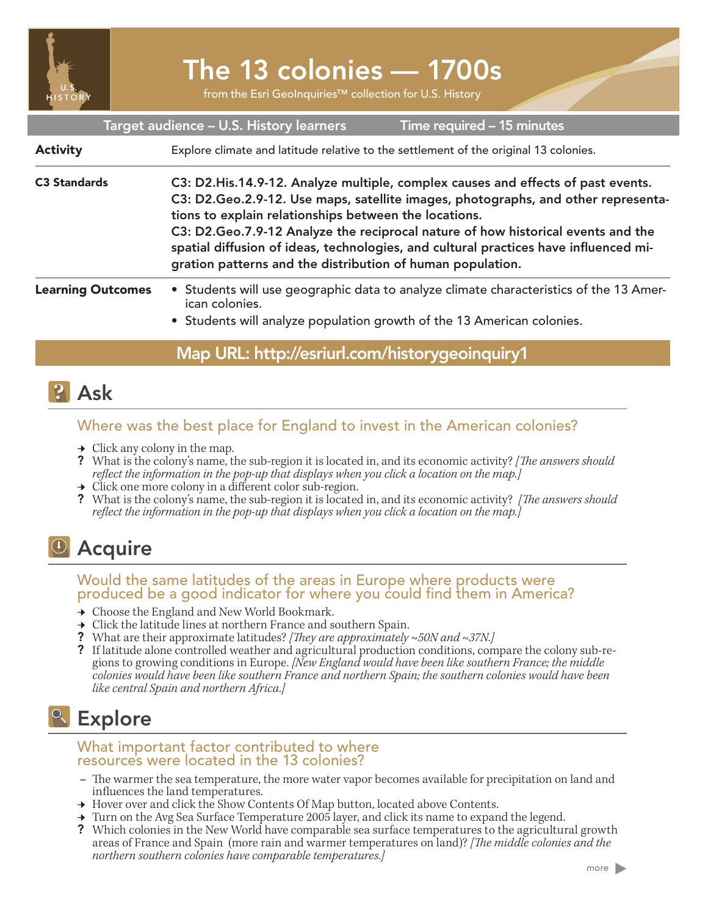# The 13 colonies — 1700s

from the Esri GeoInquiries™ collection for U.S. History

**Target audience – U.S. History learners** | **Time required – 15 minutes**

| | |
|---|---|
| **Activity** | Explore climate and latitude relative to the settlement of the original 13 colonies. |
| **C3 Standards** | **C3: D2.His.14.9-12. Analyze multiple, complex causes and effects of past events.**<br>**C3: D2.Geo.2.9-12. Use maps, satellite images, photographs, and other representations to explain relationships between the locations.**<br>**C3: D2.Geo.7.9-12 Analyze the reciprocal nature of how historical events and the spatial diffusion of ideas, technologies, and cultural practices have influenced migration patterns and the distribution of human population.** |
| **Learning Outcomes** | • Students will use geographic data to analyze climate characteristics of the 13 American colonies.<br>• Students will analyze population growth of the 13 American colonies. |

**Map URL: http://esriurl.com/historygeoinquiry1**

## Ask

### Where was the best place for England to invest in the American colonies?

→ Click any colony in the map.

? What is the colony's name, the sub-region it is located in, and its economic activity? *[The answers should reflect the information in the pop-up that displays when you click a location on the map.]*

→ Click one more colony in a different color sub-region.

? What is the colony's name, the sub-region it is located in, and its economic activity? *[The answers should reflect the information in the pop-up that displays when you click a location on the map.]*

## Acquire

### Would the same latitudes of the areas in Europe where products were produced be a good indicator for where you could find them in America?

→ Choose the England and New World Bookmark.

→ Click the latitude lines at northern France and southern Spain.

? What are their approximate latitudes? *[They are approximately ~50N and ~37N.]*

? If latitude alone controlled weather and agricultural production conditions, compare the colony sub-regions to growing conditions in Europe. *[New England would have been like southern France; the middle colonies would have been like southern France and northern Spain; the southern colonies would have been like central Spain and northern Africa.]*

## Explore

### What important factor contributed to where resources were located in the 13 colonies?

– The warmer the sea temperature, the more water vapor becomes available for precipitation on land and influences the land temperatures.

→ Hover over and click the Show Contents Of Map button, located above Contents.

→ Turn on the Avg Sea Surface Temperature 2005 layer, and click its name to expand the legend.

? Which colonies in the New World have comparable sea surface temperatures to the agricultural growth areas of France and Spain (more rain and warmer temperatures on land)? *[The middle colonies and the northern southern colonies have comparable temperatures.]*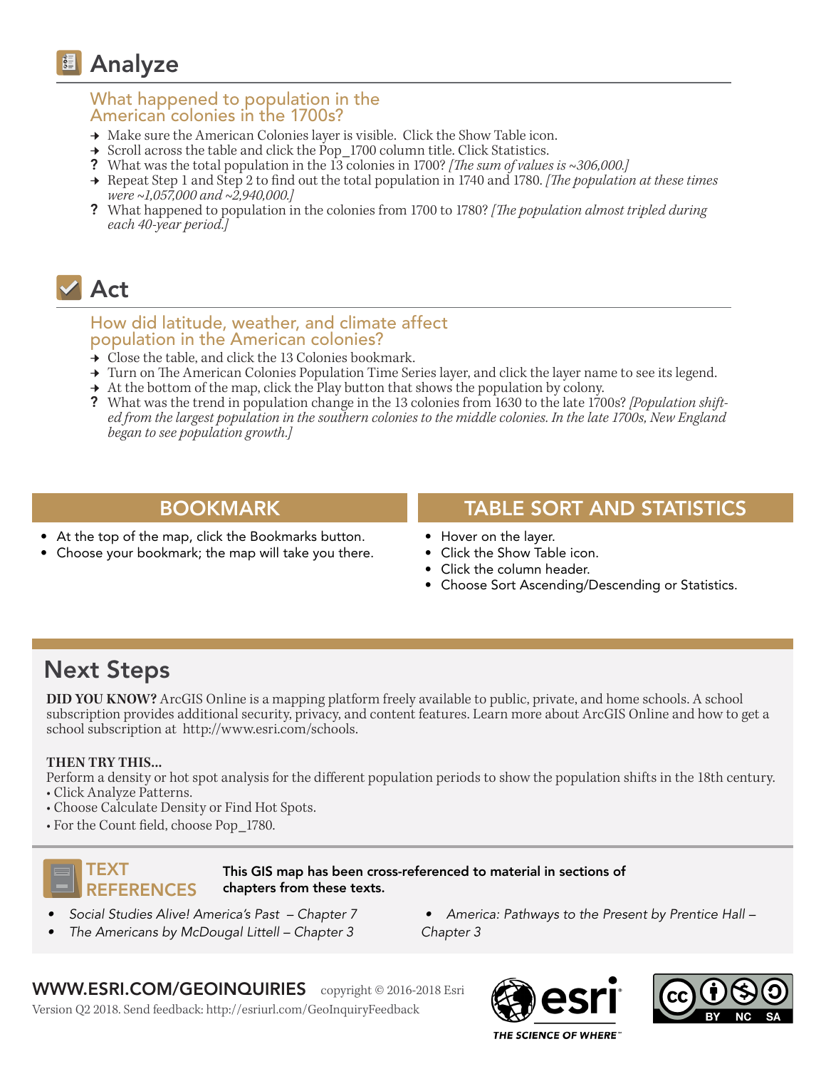## Analyze

### What happened to population in the American colonies in the 1700s?

→ Make sure the American Colonies layer is visible. Click the Show Table icon.
→ Scroll across the table and click the Pop_1700 column title. Click Statistics.
**?** What was the total population in the 13 colonies in 1700? *[The sum of values is ~306,000.]*
→ Repeat Step 1 and Step 2 to find out the total population in 1740 and 1780. *[The population at these times were ~1,057,000 and ~2,940,000.]*
**?** What happened to population in the colonies from 1700 to 1780? *[The population almost tripled during each 40-year period.]*

## Act

### How did latitude, weather, and climate affect population in the American colonies?

→ Close the table, and click the 13 Colonies bookmark.
→ Turn on The American Colonies Population Time Series layer, and click the layer name to see its legend.
→ At the bottom of the map, click the Play button that shows the population by colony.
**?** What was the trend in population change in the 13 colonies from 1630 to the late 1700s? *[Population shifted from the largest population in the southern colonies to the middle colonies. In the late 1700s, New England began to see population growth.]*

### BOOKMARK

- At the top of the map, click the Bookmarks button.
- Choose your bookmark; the map will take you there.

### TABLE SORT AND STATISTICS

- Hover on the layer.
- Click the Show Table icon.
- Click the column header.
- Choose Sort Ascending/Descending or Statistics.

## Next Steps

**DID YOU KNOW?** ArcGIS Online is a mapping platform freely available to public, private, and home schools. A school subscription provides additional security, privacy, and content features. Learn more about ArcGIS Online and how to get a school subscription at http://www.esri.com/schools.

**THEN TRY THIS...**

Perform a density or hot spot analysis for the different population periods to show the population shifts in the 18th century.
• Click Analyze Patterns.
• Choose Calculate Density or Find Hot Spots.
• For the Count field, choose Pop_1780.

### TEXT REFERENCES

**This GIS map has been cross-referenced to material in sections of chapters from these texts.**

- *Social Studies Alive! America's Past – Chapter 7*
- *The Americans by McDougal Littell – Chapter 3*
- *America: Pathways to the Present by Prentice Hall – Chapter 3*

**WWW.ESRI.COM/GEOINQUIRIES** copyright © 2016-2018 Esri
Version Q2 2018. Send feedback: http://esriurl.com/GeoInquiryFeedback

esri THE SCIENCE OF WHERE™

CC BY NC SA